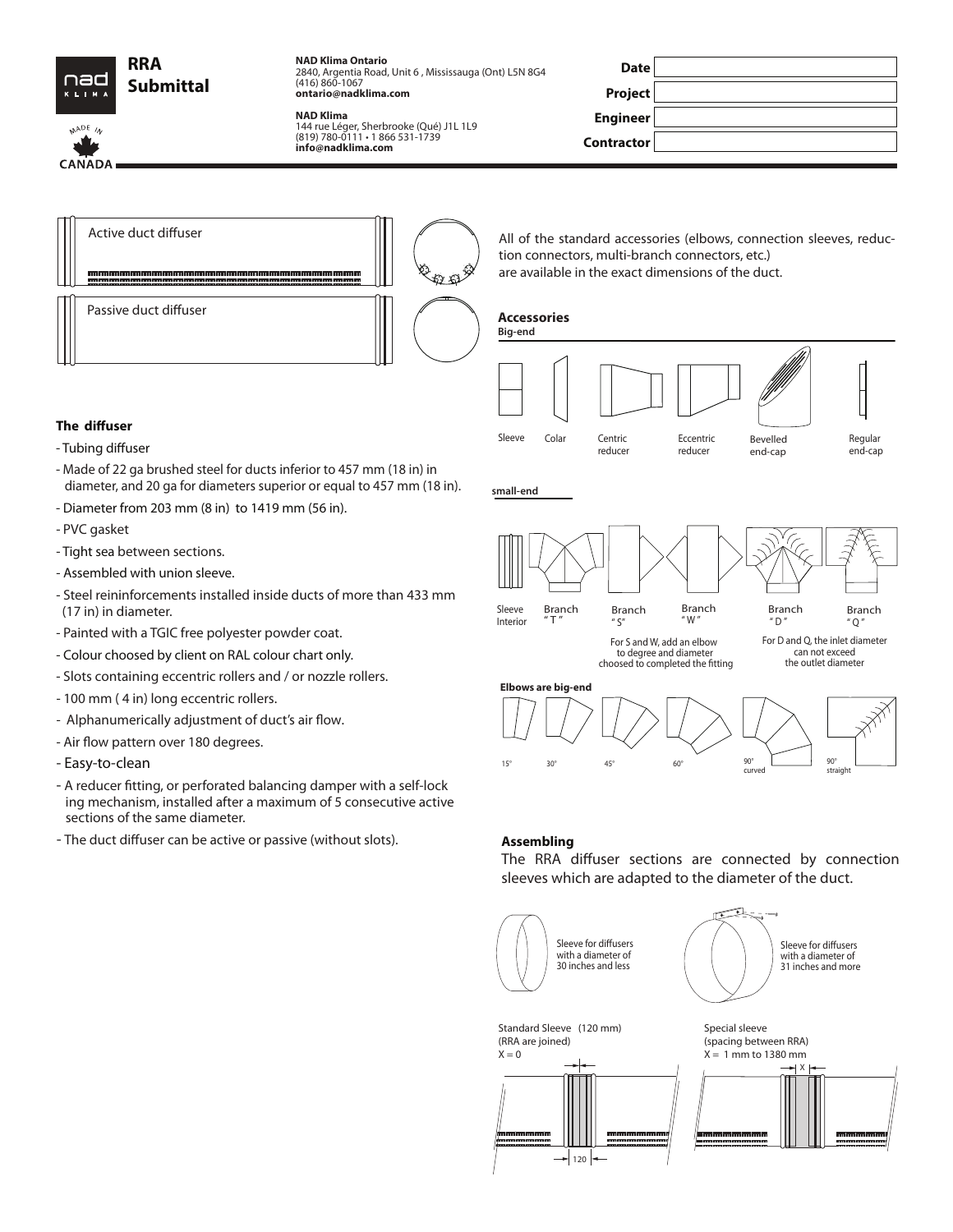# RRA Submittal

**NAD Klima Ontario**
2840, Argentia Road, Unit 6 , Mississauga (Ont) L5N 8G4
(416) 860-1067
**ontario@nadklima.com**

**NAD Klima**
144 rue Léger, Sherbrooke (Qué) J1L 1L9
(819) 780-0111 • 1 866 531-1739
**info@nadklima.com**

| **Date** | |
|---|---|
| **Project** | |
| **Engineer** | |
| **Contractor** | |

Active duct diffuser

Passive duct diffuser

### The diffuser

- Tubing diffuser
- Made of 22 ga brushed steel for ducts inferior to 457 mm (18 in) in diameter, and 20 ga for diameters superior or equal to 457 mm (18 in).
- Diameter from 203 mm (8 in) to 1419 mm (56 in).
- PVC gasket
- Tight sea between sections.
- Assembled with union sleeve.
- Steel reininforcements installed inside ducts of more than 433 mm (17 in) in diameter.
- Painted with a TGIC free polyester powder coat.
- Colour choosed by client on RAL colour chart only.
- Slots containing eccentric rollers and / or nozzle rollers.
- 100 mm ( 4 in) long eccentric rollers.
- Alphanumerically adjustment of duct's air flow.
- Air flow pattern over 180 degrees.
- Easy-to-clean
- A reducer fitting, or perforated balancing damper with a self-lock ing mechanism, installed after a maximum of 5 consecutive active sections of the same diameter.
- The duct diffuser can be active or passive (without slots).

All of the standard accessories (elbows, connection sleeves, reduction connectors, multi-branch connectors, etc.) are available in the exact dimensions of the duct.

### Accessories

**Big-end**

Sleeve, Colar, Centric reducer, Eccentric reducer, Bevelled end-cap, Regular end-cap

**small-end**

Sleeve Interior, Branch "T", Branch "S", Branch "W", Branch "D", Branch "Q"

For S and W, add an elbow to degree and diameter choosed to completed the fitting

For D and Q, the inlet diameter can not exceed the outlet diameter

**Elbows are big-end**

15°, 30°, 45°, 60°, 90° curved, 90° straight

### Assembling

The RRA diffuser sections are connected by connection sleeves which are adapted to the diameter of the duct.

Sleeve for diffusers with a diameter of 30 inches and less

Sleeve for diffusers with a diameter of 31 inches and more

Standard Sleeve (120 mm)
(RRA are joined)
X = 0

120

Special sleeve
(spacing between RRA)
X = 1 mm to 1380 mm

X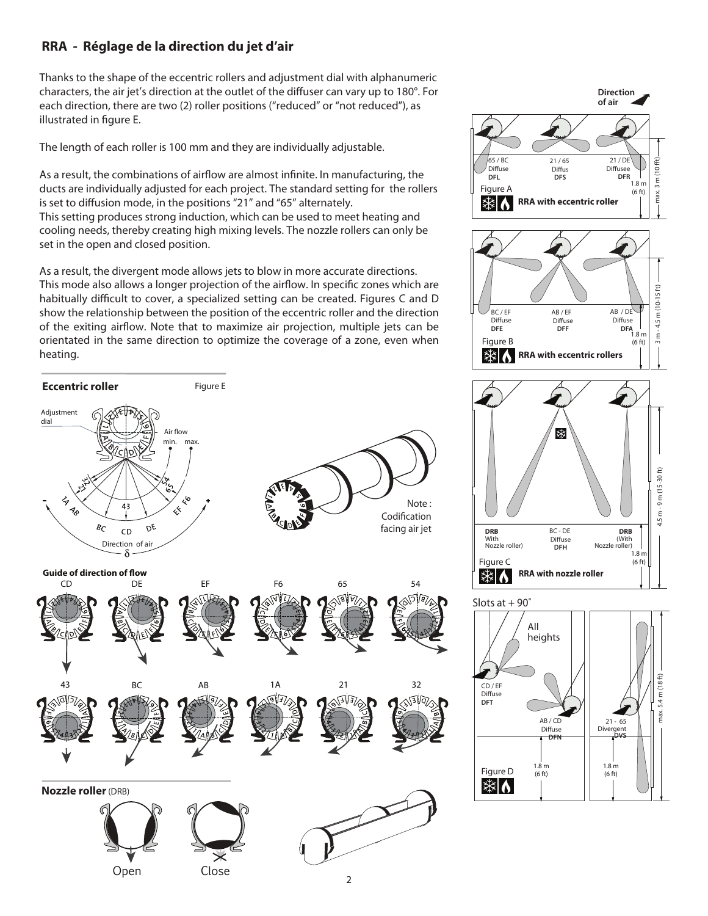## RRA - Réglage de la direction du jet d'air

Thanks to the shape of the eccentric rollers and adjustment dial with alphanumeric characters, the air jet's direction at the outlet of the diffuser can vary up to 180°. For each direction, there are two (2) roller positions ("reduced" or "not reduced"), as illustrated in figure E.

The length of each roller is 100 mm and they are individually adjustable.

As a result, the combinations of airflow are almost infinite. In manufacturing, the ducts are individually adjusted for each project. The standard setting for the rollers is set to diffusion mode, in the positions "21" and "65" alternately. This setting produces strong induction, which can be used to meet heating and cooling needs, thereby creating high mixing levels. The nozzle rollers can only be set in the open and closed position.

As a result, the divergent mode allows jets to blow in more accurate directions. This mode also allows a longer projection of the airflow. In specific zones which are habitually difficult to cover, a specialized setting can be created. Figures C and D show the relationship between the position of the eccentric roller and the direction of the exiting airflow. Note that to maximize air projection, multiple jets can be orientated in the same direction to optimize the coverage of a zone, even when heating.

**Eccentric roller** Figure E

Adjustment dial — Air flow min. max. — Direction of air δ

Note : Codification facing air jet

**Guide of direction of flow**

CD, DE, EF, F6, 65, 54

43, BC, AB, 1A, 21, 32

**Nozzle roller** (DRB)

Open — Close

Direction of air

Figure A — **RRA with eccentric roller**

65 / BC Diffuse **DFL** — 21 / 65 Diffus **DFS** — 21 / DE Diffusee **DFR** — 1.8 m (6 ft) — max. 3 m (10 ft)

Figure B — **RRA with eccentric rollers**

BC / EF Diffuse **DFE** — AB / EF Diffuse **DFF** — AB / DE Diffuse **DFA** — 1.8 m (6 ft) — 3 m - 4.5 m (10-15 ft)

Figure C — **RRA with nozzle roller**

**DRB** With Nozzle roller) — BC - DE Diffuse **DFH** — **DRB** (With Nozzle roller) — 1.8 m (6 ft) — 4.5 m - 9 m (15-30 ft)

Slots at + 90˚

Figure D

All heights — CD / EF Diffuse **DFT** — AB / CD Diffuse **DFN** — 21 - 65 Divergent **DVS** — 1.8 m (6 ft) — 1.8 m (6 ft) — max. 5.4 m (18 ft)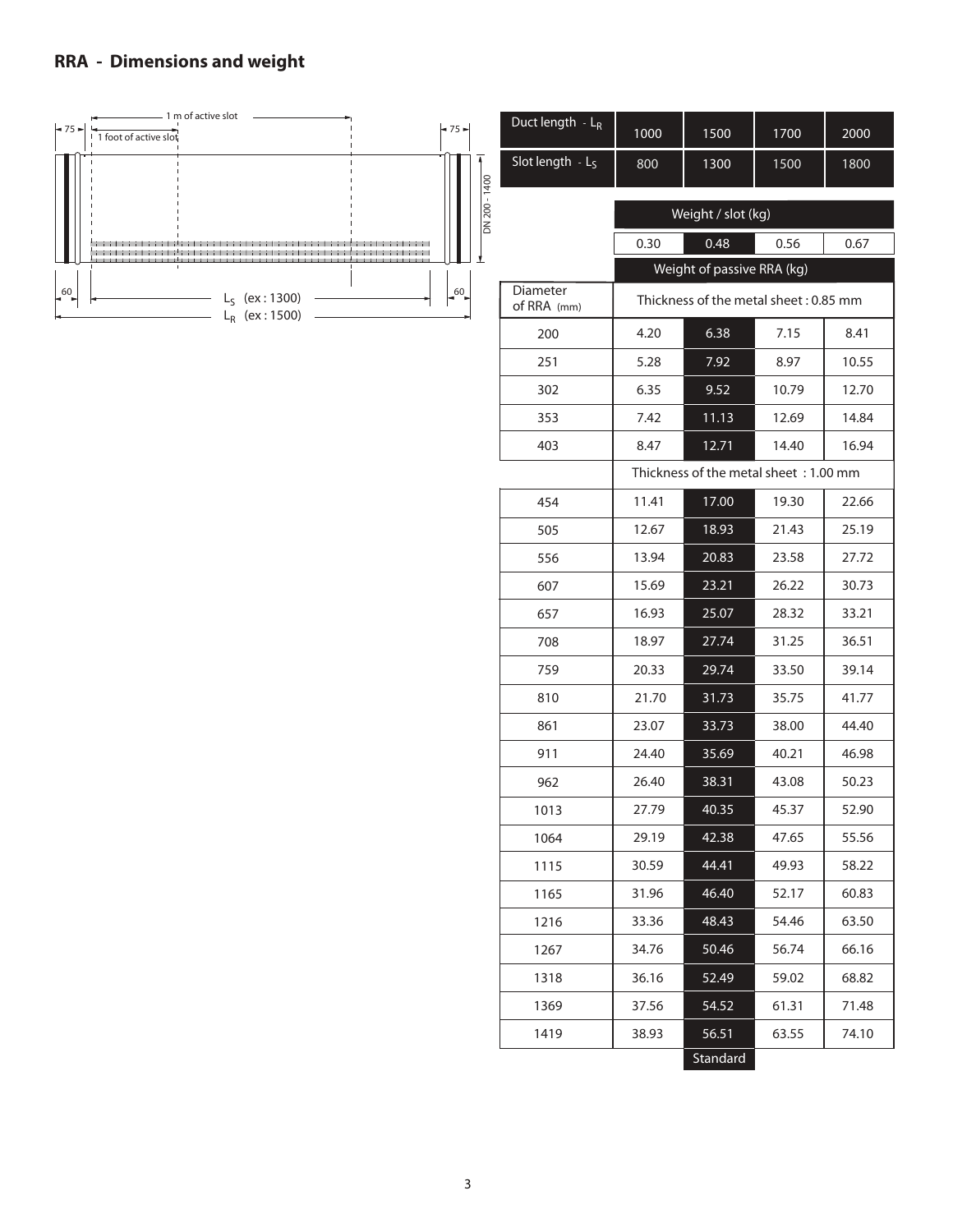## RRA - Dimensions and weight

1 m of active slot

75 | 1 foot of active slot | 75

DN 200 - 1400

60 | $L_S$ (ex : 1300) | 60

$L_R$ (ex : 1500)

| Duct length - $L_R$ | 1000 | 1500 | 1700 | 2000 |
|---|---|---|---|---|
| Slot length - $L_S$ | 800 | 1300 | 1500 | 1800 |
| | Weight / slot (kg) | | | |
| | 0.30 | 0.48 | 0.56 | 0.67 |
| | Weight of passive RRA (kg) | | | |
| Diameter of RRA (mm) | Thickness of the metal sheet : 0.85 mm | | | |
| 200 | 4.20 | 6.38 | 7.15 | 8.41 |
| 251 | 5.28 | 7.92 | 8.97 | 10.55 |
| 302 | 6.35 | 9.52 | 10.79 | 12.70 |
| 353 | 7.42 | 11.13 | 12.69 | 14.84 |
| 403 | 8.47 | 12.71 | 14.40 | 16.94 |
| | Thickness of the metal sheet : 1.00 mm | | | |
| 454 | 11.41 | 17.00 | 19.30 | 22.66 |
| 505 | 12.67 | 18.93 | 21.43 | 25.19 |
| 556 | 13.94 | 20.83 | 23.58 | 27.72 |
| 607 | 15.69 | 23.21 | 26.22 | 30.73 |
| 657 | 16.93 | 25.07 | 28.32 | 33.21 |
| 708 | 18.97 | 27.74 | 31.25 | 36.51 |
| 759 | 20.33 | 29.74 | 33.50 | 39.14 |
| 810 | 21.70 | 31.73 | 35.75 | 41.77 |
| 861 | 23.07 | 33.73 | 38.00 | 44.40 |
| 911 | 24.40 | 35.69 | 40.21 | 46.98 |
| 962 | 26.40 | 38.31 | 43.08 | 50.23 |
| 1013 | 27.79 | 40.35 | 45.37 | 52.90 |
| 1064 | 29.19 | 42.38 | 47.65 | 55.56 |
| 1115 | 30.59 | 44.41 | 49.93 | 58.22 |
| 1165 | 31.96 | 46.40 | 52.17 | 60.83 |
| 1216 | 33.36 | 48.43 | 54.46 | 63.50 |
| 1267 | 34.76 | 50.46 | 56.74 | 66.16 |
| 1318 | 36.16 | 52.49 | 59.02 | 68.82 |
| 1369 | 37.56 | 54.52 | 61.31 | 71.48 |
| 1419 | 38.93 | 56.51 | 63.55 | 74.10 |
| | | Standard | | |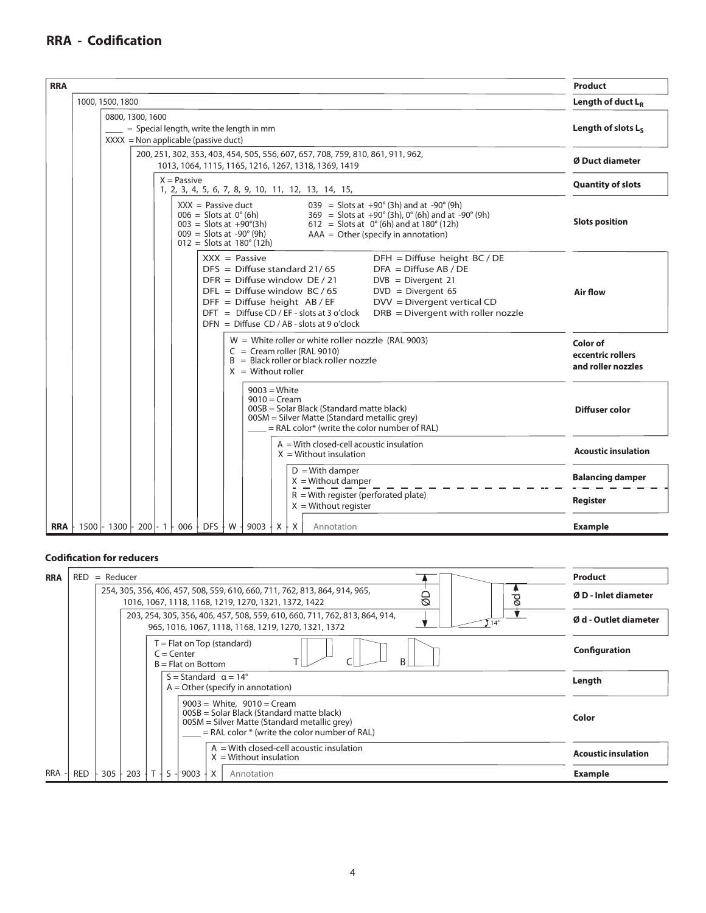## RRA - Codification

| Code | Field |
|---|---|
| RRA | Product |
| 1000, 1500, 1800 | Length of duct $L_R$ |
| 0800, 1300, 1600<br>\_\_\_\_ = Special length, write the length in mm<br>XXXX = Non applicable (passive duct) | Length of slots $L_S$ |
| 200, 251, 302, 353, 403, 454, 505, 556, 607, 657, 708, 759, 810, 861, 911, 962, 1013, 1064, 1115, 1165, 1216, 1267, 1318, 1369, 1419 | Ø Duct diameter |
| X = Passive<br>1, 2, 3, 4, 5, 6, 7, 8, 9, 10, 11, 12, 13, 14, 15, | Quantity of slots |
| XXX = Passive duct<br>006 = Slots at 0° (6h)<br>003 = Slots at +90°(3h)<br>009 = Slots at -90° (9h)<br>012 = Slots at 180° (12h)<br>039 = Slots at +90° (3h) and at -90° (9h)<br>369 = Slots at +90° (3h), 0° (6h) and at -90° (9h)<br>612 = Slots at 0° (6h) and at 180° (12h)<br>AAA = Other (specify in annotation) | Slots position |
| XXX = Passive<br>DFS = Diffuse standard 21/ 65<br>DFR = Diffuse window DE / 21<br>DFL = Diffuse window BC / 65<br>DFF = Diffuse height AB / EF<br>DFT = Diffuse CD / EF - slots at 3 o'clock<br>DFN = Diffuse CD / AB - slots at 9 o'clock<br>DFH = Diffuse height BC / DE<br>DFA = Diffuse AB / DE<br>DVB = Divergent 21<br>DVD = Divergent 65<br>DVV = Divergent vertical CD<br>DRB = Divergent with roller nozzle | Air flow |
| W = White roller or white roller nozzle (RAL 9003)<br>C = Cream roller (RAL 9010)<br>B = Black roller or black roller nozzle<br>X = Without roller | Color of eccentric rollers and roller nozzles |
| 9003 = White<br>9010 = Cream<br>00SB = Solar Black (Standard matte black)<br>00SM = Silver Matte (Standard metallic grey)<br>\_\_\_\_ = RAL color* (write the color number of RAL) | Diffuser color |
| A = With closed-cell acoustic insulation<br>X = Without insulation | Acoustic insulation |
| D = With damper<br>X = Without damper | Balancing damper |
| R = With register (perforated plate)<br>X = Without register | Register |

**Example:** RRA - 1500 - 1300 - 200 - 1 - 006 - DFS - W - 9003 - X - X Annotation

### Codification for reducers

| Code | Field |
|---|---|
| RRA RED = Reducer | Product |
| 254, 305, 356, 406, 457, 508, 559, 610, 660, 711, 762, 813, 864, 914, 965, 1016, 1067, 1118, 1168, 1219, 1270, 1321, 1372, 1422 | Ø D - Inlet diameter |
| 203, 254, 305, 356, 406, 457, 508, 559, 610, 660, 711, 762, 813, 864, 914, 965, 1016, 1067, 1118, 1168, 1219, 1270, 1321, 1372 | Ø d - Outlet diameter |
| T = Flat on Top (standard)<br>C = Center<br>B = Flat on Bottom | Configuration |
| S = Standard α = 14°<br>A = Other (specify in annotation) | Length |
| 9003 = White, 9010 = Cream<br>00SB = Solar Black (Standard matte black)<br>00SM = Silver Matte (Standard metallic grey)<br>\_\_\_\_ = RAL color * (write the color number of RAL) | Color |
| A = With closed-cell acoustic insulation<br>X = Without insulation | Acoustic insulation |

**Example:** RRA - RED - 305 - 203 - T - S - 9003 - X Annotation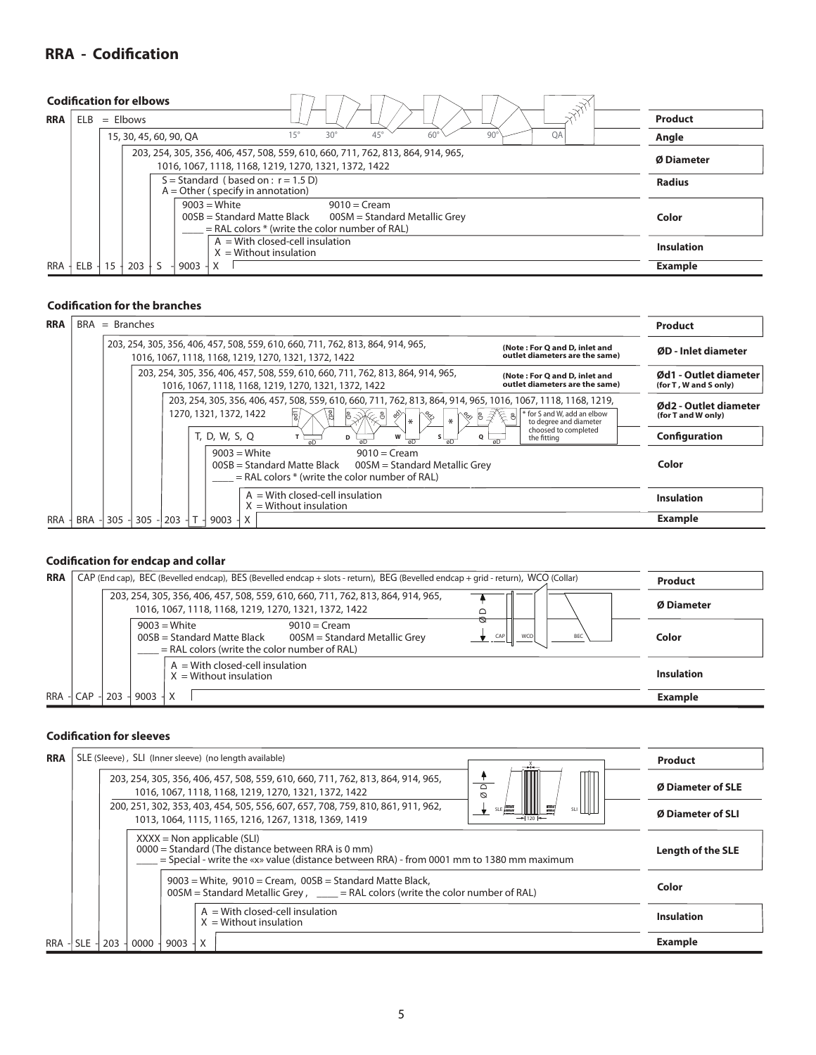# RRA - Codification

### Codification for elbows

| RRA | | | | | | Category |
|---|---|---|---|---|---|---|
| ELB = Elbows | | | | | | **Product** |
| | 15, 30, 45, 60, 90, QA | | | | | **Angle** |
| | | 203, 254, 305, 356, 406, 457, 508, 559, 610, 660, 711, 762, 813, 864, 914, 965, 1016, 1067, 1118, 1168, 1219, 1270, 1321, 1372, 1422 | | | | **Ø Diameter** |
| | | | S = Standard (based on : r = 1.5 D)<br>A = Other ( specify in annotation) | | | **Radius** |
| | | | | 9003 = White 9010 = Cream<br>00SB = Standard Matte Black 00SM = Standard Metallic Grey<br>____ = RAL colors * (write the color number of RAL) | | **Color** |
| | | | | | A = With closed-cell insulation<br>X = Without insulation | **Insulation** |
| RRA - ELB | 15 | 203 | S | 9003 | X | **Example** |

15° 30° 45° 60° 90° QA

### Codification for the branches

| RRA | | | | | | | Category |
|---|---|---|---|---|---|---|---|
| BRA = Branches | | | | | | | **Product** |
| | 203, 254, 305, 356, 406, 457, 508, 559, 610, 660, 711, 762, 813, 864, 914, 965, 1016, 1067, 1118, 1168, 1219, 1270, 1321, 1372, 1422 **(Note : For Q and D, inlet and outlet diameters are the same)** | | | | | | **ØD - Inlet diameter** |
| | | 203, 254, 305, 356, 406, 457, 508, 559, 610, 660, 711, 762, 813, 864, 914, 965, 1016, 1067, 1118, 1168, 1219, 1270, 1321, 1372, 1422 **(Note : For Q and D, inlet and outlet diameters are the same)** | | | | | **Ød1 - Outlet diameter (for T , W and S only)** |
| | | | 203, 254, 305, 356, 406, 457, 508, 559, 610, 660, 711, 762, 813, 864, 914, 965, 1016, 1067, 1118, 1168, 1219, 1270, 1321, 1372, 1422 | | | | **Ød2 - Outlet diameter (for T and W only)** |
| | | | | T, D, W, S, Q | | | **Configuration** |
| | | | | | 9003 = White 9010 = Cream<br>00SB = Standard Matte Black 00SM = Standard Metallic Grey<br>____ = RAL colors * (write the color number of RAL) | | **Color** |
| | | | | | | A = With closed-cell insulation<br>X = Without insulation | **Insulation** |
| RRA - BRA | 305 | 305 | 203 | T | 9003 | X | **Example** |

\* for S and W, add an elbow to degree and diameter choosed to completed the fitting

### Codification for endcap and collar

| RRA | | | | Category |
|---|---|---|---|---|
| CAP (End cap), BEC (Bevelled endcap), BES (Bevelled endcap + slots - return), BEG (Bevelled endcap + grid - return), WCO (Collar) | | | | **Product** |
| | 203, 254, 305, 356, 406, 457, 508, 559, 610, 660, 711, 762, 813, 864, 914, 965, 1016, 1067, 1118, 1168, 1219, 1270, 1321, 1372, 1422 | | | **Ø Diameter** |
| | | 9003 = White 9010 = Cream<br>00SB = Standard Matte Black 00SM = Standard Metallic Grey<br>____ = RAL colors (write the color number of RAL) | | **Color** |
| | | | A = With closed-cell insulation<br>X = Without insulation | **Insulation** |
| RRA - CAP | 203 | 9003 | X | **Example** |

### Codification for sleeves

| RRA | | | | | Category |
|---|---|---|---|---|---|
| SLE (Sleeve) , SLI (Inner sleeve) (no length available) | | | | | **Product** |
| | 203, 254, 305, 356, 406, 457, 508, 559, 610, 660, 711, 762, 813, 864, 914, 965, 1016, 1067, 1118, 1168, 1219, 1270, 1321, 1372, 1422 | | | | **Ø Diameter of SLE** |
| | 200, 251, 302, 353, 403, 454, 505, 556, 607, 657, 708, 759, 810, 861, 911, 962, 1013, 1064, 1115, 1165, 1216, 1267, 1318, 1369, 1419 | | | | **Ø Diameter of SLI** |
| | | XXXX = Non applicable (SLI)<br>0000 = Standard (The distance between RRA is 0 mm)<br>____ = Special - write the «x» value (distance between RRA) - from 0001 mm to 1380 mm maximum | | | **Length of the SLE** |
| | | | 9003 = White, 9010 = Cream, 00SB = Standard Matte Black,<br>00SM = Standard Metallic Grey , ____ = RAL colors (write the color number of RAL) | | **Color** |
| | | | | A = With closed-cell insulation<br>X = Without insulation | **Insulation** |
| RRA - SLE | 203 | 0000 | 9003 | X | **Example** |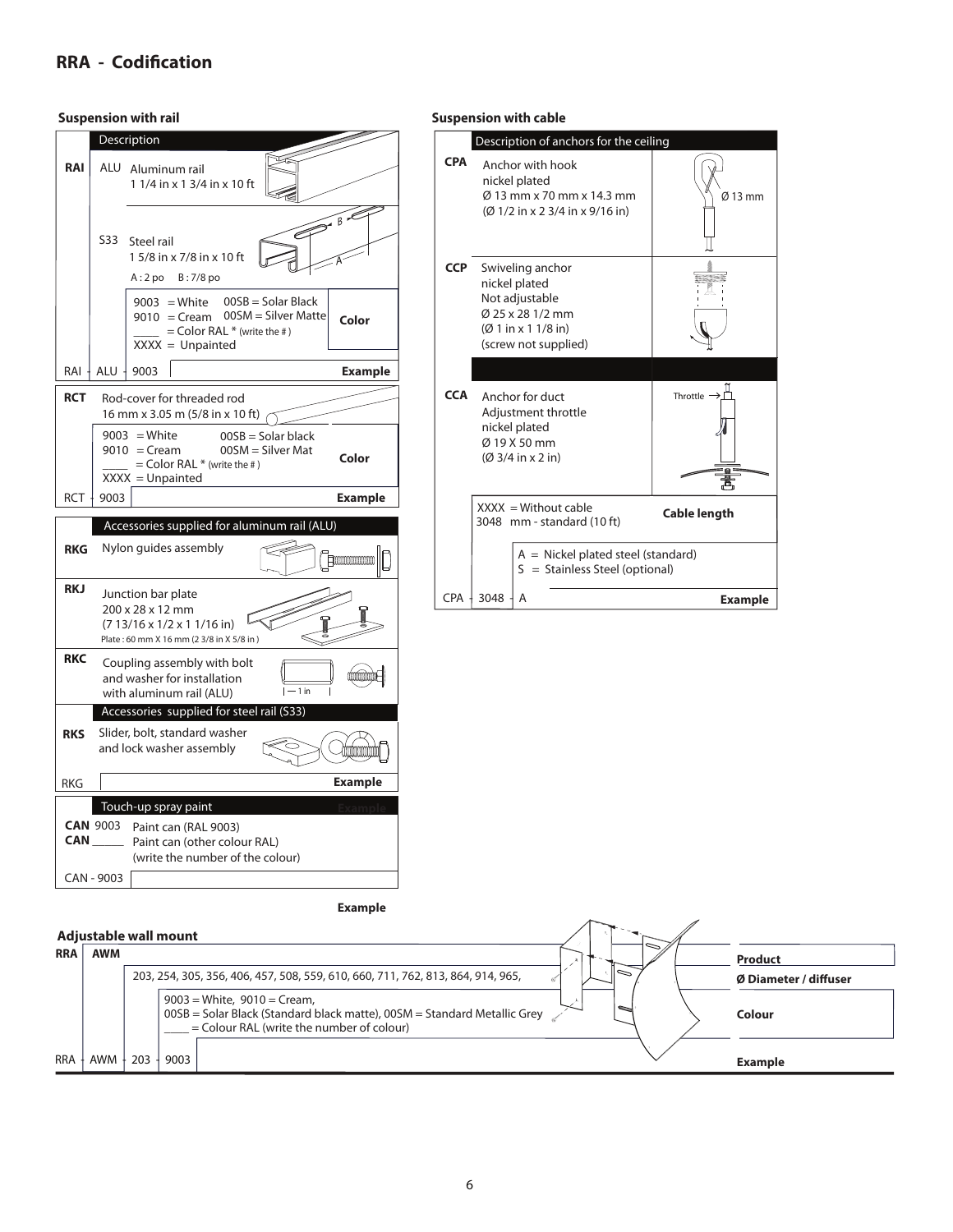# RRA - Codification

## Suspension with rail

| | | Description | |
|---|---|---|---|
| **RAI** | ALU | Aluminum rail<br>1 1/4 in x 1 3/4 in x 10 ft | |
| | S33 | Steel rail<br>1 5/8 in x 7/8 in x 10 ft<br>A : 2 po B : 7/8 po | |
| | | 9003 = White 00SB = Solar Black<br>9010 = Cream 00SM = Silver Matte<br>____ = Color RAL * (write the # )<br>XXXX = Unpainted | **Color** |
| RAI | ALU | 9003 | **Example** |

| | | |
|---|---|---|
| **RCT** | Rod-cover for threaded rod<br>16 mm x 3.05 m (5/8 in x 10 ft) | |
| | 9003 = White 00SB = Solar black<br>9010 = Cream 00SM = Silver Mat<br>____ = Color RAL * (write the # )<br>XXXX = Unpainted | **Color** |
| RCT | 9003 | **Example** |

| | Accessories supplied for aluminum rail (ALU) |
|---|---|
| **RKG** | Nylon guides assembly |
| **RKJ** | Junction bar plate<br>200 x 28 x 12 mm<br>(7 13/16 x 1/2 x 1 1/16 in)<br>Plate : 60 mm X 16 mm (2 3/8 in X 5/8 in ) |
| **RKC** | Coupling assembly with bolt and washer for installation with aluminum rail (ALU)<br>1 in |
| | **Accessories supplied for steel rail (S33)** |
| **RKS** | Slider, bolt, standard washer and lock washer assembly |
| RKG | **Example** |

| | Touch-up spray paint |
|---|---|
| **CAN** 9003 | Paint can (RAL 9003) |
| **CAN** ____ | Paint can (other colour RAL)<br>(write the number of the colour) |
| CAN - 9003 | |

**Example**

## Suspension with cable

| | Description of anchors for the ceiling | |
|---|---|---|
| **CPA** | Anchor with hook<br>nickel plated<br>Ø 13 mm x 70 mm x 14.3 mm<br>(Ø 1/2 in x 2 3/4 in x 9/16 in) | Ø 13 mm |
| **CCP** | Swiveling anchor<br>nickel plated<br>Not adjustable<br>Ø 25 x 28 1/2 mm<br>(Ø 1 in x 1 1/8 in)<br>(screw not supplied) | |
| **CCA** | Anchor for duct<br>Adjustment throttle<br>nickel plated<br>Ø 19 X 50 mm<br>(Ø 3/4 in x 2 in) | Throttle |
| | XXXX = Without cable<br>3048 mm - standard (10 ft) | **Cable length** |
| | A = Nickel plated steel (standard)<br>S = Stainless Steel (optional) | |
| CPA | 3048 - A | **Example** |

## Adjustable wall mount

| | | | | |
|---|---|---|---|---|
| **RRA** | **AWM** | | | **Product** |
| | | 203, 254, 305, 356, 406, 457, 508, 559, 610, 660, 711, 762, 813, 864, 914, 965, | | **Ø Diameter / diffuser** |
| | | | 9003 = White, 9010 = Cream,<br>00SB = Solar Black (Standard black matte), 00SM = Standard Metallic Grey<br>____ = Colour RAL (write the number of colour) | **Colour** |
| RRA | AWM | 203 | 9003 | **Example** |